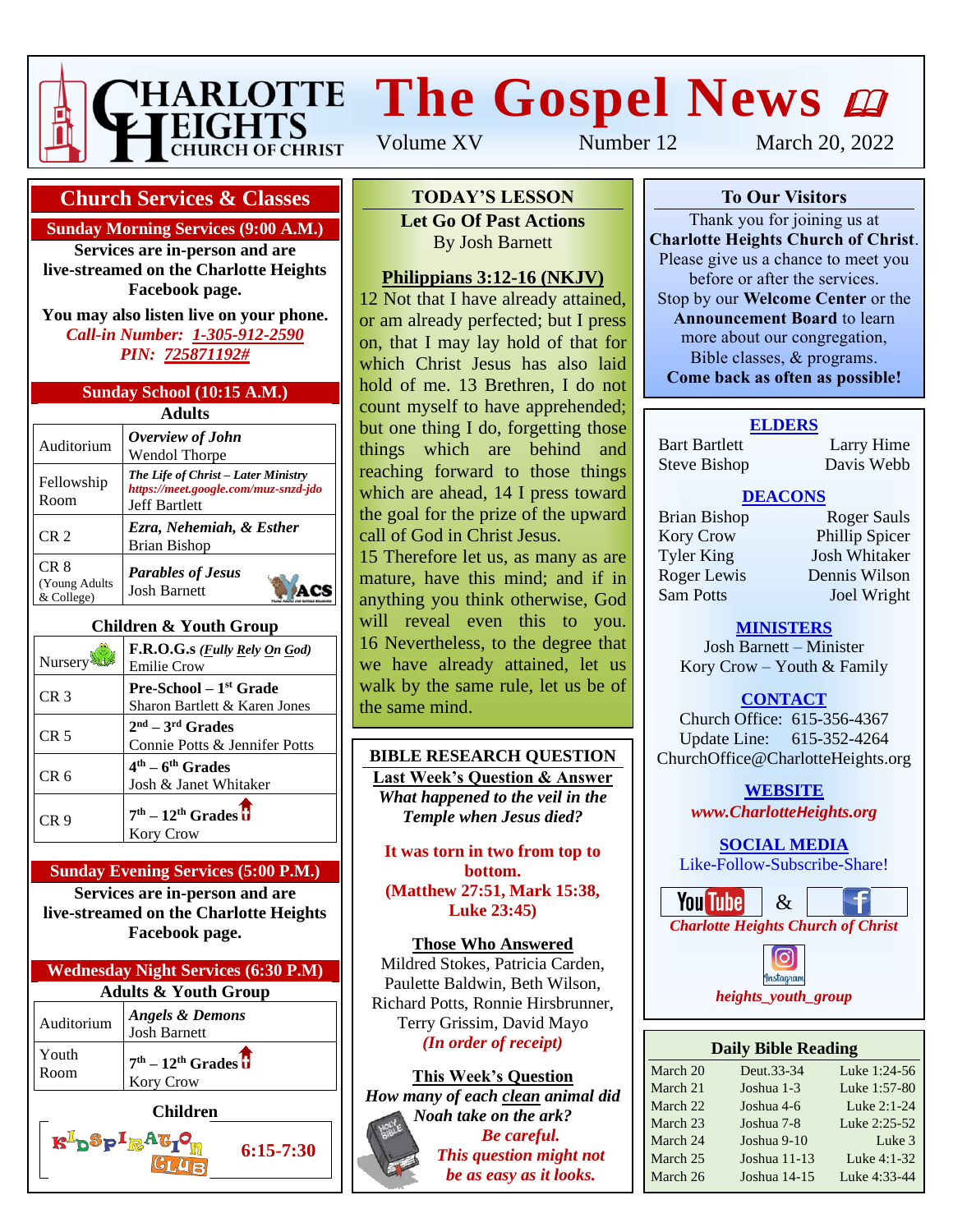# CHARLOTTE HEIGHTS CHURCH OF CHRIST

# The Gospel News

Volume XV Number 12 March 20, 2022

## Church Services & Classes

### Sunday Morning Services (9:00 A.M.)

**Services are in-person and are live-streamed on the Charlotte Heights Facebook page.**

**You may also listen live on your phone.**
***Call-in Number: 1-305-912-2590***
***PIN: 725871192#***

### Sunday School (10:15 A.M.)

**Adults**

| | |
|---|---|
| Auditorium | ***Overview of John*** Wendol Thorpe |
| Fellowship Room | ***The Life of Christ – Later Ministry*** *https://meet.google.com/muz-snzd-jdo* Jeff Bartlett |
| CR 2 | ***Ezra, Nehemiah, & Esther*** Brian Bishop |
| CR 8 (Young Adults & College) | ***Parables of Jesus*** Josh Barnett |

**Children & Youth Group**

| | |
|---|---|
| Nursery | **F.R.O.G.s *(Fully Rely On God)*** Emilie Crow |
| CR 3 | **Pre-School – 1st Grade** Sharon Bartlett & Karen Jones |
| CR 5 | **2nd – 3rd Grades** Connie Potts & Jennifer Potts |
| CR 6 | **4th – 6th Grades** Josh & Janet Whitaker |
| CR 9 | **7th – 12th Grades** Kory Crow |

### Sunday Evening Services (5:00 P.M.)

**Services are in-person and are live-streamed on the Charlotte Heights Facebook page.**

### Wednesday Night Services (6:30 P.M)

**Adults & Youth Group**

| | |
|---|---|
| Auditorium | ***Angels & Demons*** Josh Barnett |
| Youth Room | **7th – 12th Grades** Kory Crow |

**Children**

KIDSPIRATION CLUB **6:15-7:30**

## TODAY'S LESSON

**Let Go Of Past Actions**
By Josh Barnett

**Philippians 3:12-16 (NKJV)**

12 Not that I have already attained, or am already perfected; but I press on, that I may lay hold of that for which Christ Jesus has also laid hold of me. 13 Brethren, I do not count myself to have apprehended; but one thing I do, forgetting those things which are behind and reaching forward to those things which are ahead, 14 I press toward the goal for the prize of the upward call of God in Christ Jesus.
15 Therefore let us, as many as are mature, have this mind; and if in anything you think otherwise, God will reveal even this to you. 16 Nevertheless, to the degree that we have already attained, let us walk by the same rule, let us be of the same mind.

## BIBLE RESEARCH QUESTION

**Last Week's Question & Answer**

***What happened to the veil in the Temple when Jesus died?***

**It was torn in two from top to bottom. (Matthew 27:51, Mark 15:38, Luke 23:45)**

**Those Who Answered**

Mildred Stokes, Patricia Carden, Paulette Baldwin, Beth Wilson, Richard Potts, Ronnie Hirsbrunner, Terry Grissim, David Mayo
*(In order of receipt)*

**This Week's Question**

***How many of each clean animal did Noah take on the ark?***

***Be careful. This question might not be as easy as it looks.***

## To Our Visitors

Thank you for joining us at **Charlotte Heights Church of Christ**. Please give us a chance to meet you before or after the services. Stop by our **Welcome Center** or the **Announcement Board** to learn more about our congregation, Bible classes, & programs.
**Come back as often as possible!**

### ELDERS

Bart Bartlett, Larry Hime, Steve Bishop, Davis Webb

### DEACONS

Brian Bishop, Roger Sauls, Kory Crow, Phillip Spicer, Tyler King, Josh Whitaker, Roger Lewis, Dennis Wilson, Sam Potts, Joel Wright

### MINISTERS

Josh Barnett – Minister
Kory Crow – Youth & Family

### CONTACT

Church Office: 615-356-4367
Update Line: 615-352-4264
ChurchOffice@CharlotteHeights.org

### WEBSITE

***www.CharlotteHeights.org***

### SOCIAL MEDIA

Like-Follow-Subscribe-Share!

YouTube & Facebook
***Charlotte Heights Church of Christ***

Instagram
***heights_youth_group***

## Daily Bible Reading

| | | |
|---|---|---|
| March 20 | Deut.33-34 | Luke 1:24-56 |
| March 21 | Joshua 1-3 | Luke 1:57-80 |
| March 22 | Joshua 4-6 | Luke 2:1-24 |
| March 23 | Joshua 7-8 | Luke 2:25-52 |
| March 24 | Joshua 9-10 | Luke 3 |
| March 25 | Joshua 11-13 | Luke 4:1-32 |
| March 26 | Joshua 14-15 | Luke 4:33-44 |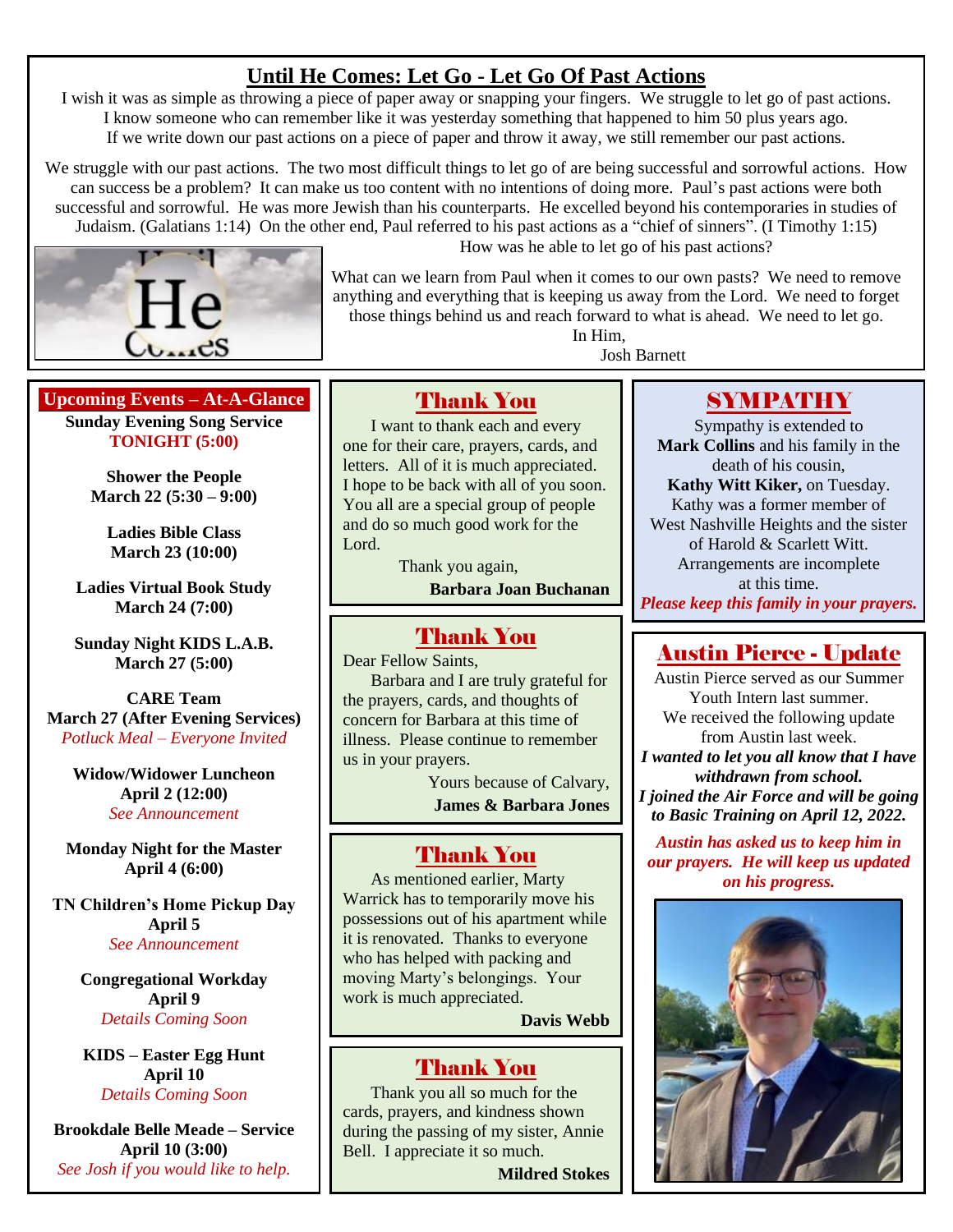## Until He Comes: Let Go - Let Go Of Past Actions

I wish it was as simple as throwing a piece of paper away or snapping your fingers. We struggle to let go of past actions. I know someone who can remember like it was yesterday something that happened to him 50 plus years ago. If we write down our past actions on a piece of paper and throw it away, we still remember our past actions.

We struggle with our past actions. The two most difficult things to let go of are being successful and sorrowful actions. How can success be a problem? It can make us too content with no intentions of doing more. Paul's past actions were both successful and sorrowful. He was more Jewish than his counterparts. He excelled beyond his contemporaries in studies of Judaism. (Galatians 1:14) On the other end, Paul referred to his past actions as a "chief of sinners". (I Timothy 1:15) How was he able to let go of his past actions?

What can we learn from Paul when it comes to our own pasts? We need to remove anything and everything that is keeping us away from the Lord. We need to forget those things behind us and reach forward to what is ahead. We need to let go.

In Him,
Josh Barnett

## Upcoming Events – At-A-Glance

**Sunday Evening Song Service**
**TONIGHT (5:00)**

**Shower the People**
**March 22 (5:30 – 9:00)**

**Ladies Bible Class**
**March 23 (10:00)**

**Ladies Virtual Book Study**
**March 24 (7:00)**

**Sunday Night KIDS L.A.B.**
**March 27 (5:00)**

**CARE Team**
**March 27 (After Evening Services)**
*Potluck Meal – Everyone Invited*

**Widow/Widower Luncheon**
**April 2 (12:00)**
*See Announcement*

**Monday Night for the Master**
**April 4 (6:00)**

**TN Children's Home Pickup Day**
**April 5**
*See Announcement*

**Congregational Workday**
**April 9**
*Details Coming Soon*

**KIDS – Easter Egg Hunt**
**April 10**
*Details Coming Soon*

**Brookdale Belle Meade – Service**
**April 10 (3:00)**
*See Josh if you would like to help.*

## Thank You

I want to thank each and every one for their care, prayers, cards, and letters. All of it is much appreciated. I hope to be back with all of you soon. You all are a special group of people and do so much good work for the Lord.

Thank you again,
**Barbara Joan Buchanan**

## Thank You

Dear Fellow Saints,

Barbara and I are truly grateful for the prayers, cards, and thoughts of concern for Barbara at this time of illness. Please continue to remember us in your prayers.

Yours because of Calvary,
**James & Barbara Jones**

## Thank You

As mentioned earlier, Marty Warrick has to temporarily move his possessions out of his apartment while it is renovated. Thanks to everyone who has helped with packing and moving Marty's belongings. Your work is much appreciated.

**Davis Webb**

## Thank You

Thank you all so much for the cards, prayers, and kindness shown during the passing of my sister, Annie Bell. I appreciate it so much.

**Mildred Stokes**

## SYMPATHY

Sympathy is extended to **Mark Collins** and his family in the death of his cousin, **Kathy Witt Kiker,** on Tuesday. Kathy was a former member of West Nashville Heights and the sister of Harold & Scarlett Witt. Arrangements are incomplete at this time.

***Please keep this family in your prayers.***

## Austin Pierce - Update

Austin Pierce served as our Summer Youth Intern last summer. We received the following update from Austin last week.

***I wanted to let you all know that I have withdrawn from school. I joined the Air Force and will be going to Basic Training on April 12, 2022.***

***Austin has asked us to keep him in our prayers. He will keep us updated on his progress.***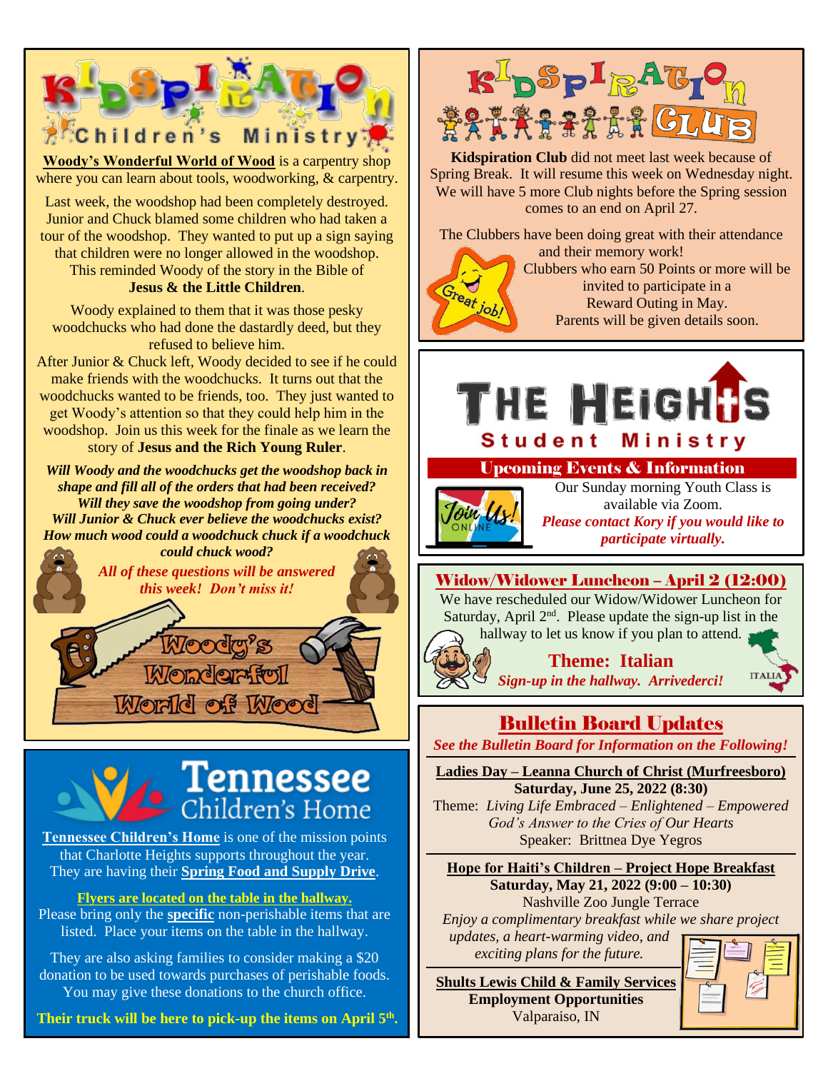# Kidspiration Children's Ministry

**Woody's Wonderful World of Wood** is a carpentry shop where you can learn about tools, woodworking, & carpentry.

Last week, the woodshop had been completely destroyed. Junior and Chuck blamed some children who had taken a tour of the woodshop. They wanted to put up a sign saying that children were no longer allowed in the woodshop. This reminded Woody of the story in the Bible of **Jesus & the Little Children**.

Woody explained to them that it was those pesky woodchucks who had done the dastardly deed, but they refused to believe him.
After Junior & Chuck left, Woody decided to see if he could make friends with the woodchucks. It turns out that the woodchucks wanted to be friends, too. They just wanted to get Woody's attention so that they could help him in the woodshop. Join us this week for the finale as we learn the story of **Jesus and the Rich Young Ruler**.

***Will Woody and the woodchucks get the woodshop back in shape and fill all of the orders that had been received?***
***Will they save the woodshop from going under?***
***Will Junior & Chuck ever believe the woodchucks exist?***
***How much wood could a woodchuck chuck if a woodchuck could chuck wood?***

***All of these questions will be answered this week! Don't miss it!***

Woody's Wonderful World of Wood

# Tennessee Children's Home

**Tennessee Children's Home** is one of the mission points that Charlotte Heights supports throughout the year. They are having their **Spring Food and Supply Drive**.

**Flyers are located on the table in the hallway.**
Please bring only the **specific** non-perishable items that are listed. Place your items on the table in the hallway.

They are also asking families to consider making a $20 donation to be used towards purchases of perishable foods. You may give these donations to the church office.

**Their truck will be here to pick-up the items on April 5th.**

# Kidspiration Club

**Kidspiration Club** did not meet last week because of Spring Break. It will resume this week on Wednesday night. We will have 5 more Club nights before the Spring session comes to an end on April 27.

The Clubbers have been doing great with their attendance and their memory work!
Clubbers who earn 50 Points or more will be invited to participate in a Reward Outing in May.
Parents will be given details soon.

# The Heights Student Ministry

## Upcoming Events & Information

Our Sunday morning Youth Class is available via Zoom.
*Please contact Kory if you would like to participate virtually.*

## Widow/Widower Luncheon – April 2 (12:00)

We have rescheduled our Widow/Widower Luncheon for Saturday, April 2nd. Please update the sign-up list in the hallway to let us know if you plan to attend.

**Theme: Italian**
***Sign-up in the hallway. Arrivederci!***

## Bulletin Board Updates

***See the Bulletin Board for Information on the Following!***

**Ladies Day – Leanna Church of Christ (Murfreesboro)**
**Saturday, June 25, 2022 (8:30)**
Theme: *Living Life Embraced – Enlightened – Empowered*
*God's Answer to the Cries of Our Hearts*
Speaker: Brittnea Dye Yegros

**Hope for Haiti's Children – Project Hope Breakfast**
**Saturday, May 21, 2022 (9:00 – 10:30)**
Nashville Zoo Jungle Terrace
*Enjoy a complimentary breakfast while we share project updates, a heart-warming video, and exciting plans for the future.*

**Shults Lewis Child & Family Services**
**Employment Opportunities**
Valparaiso, IN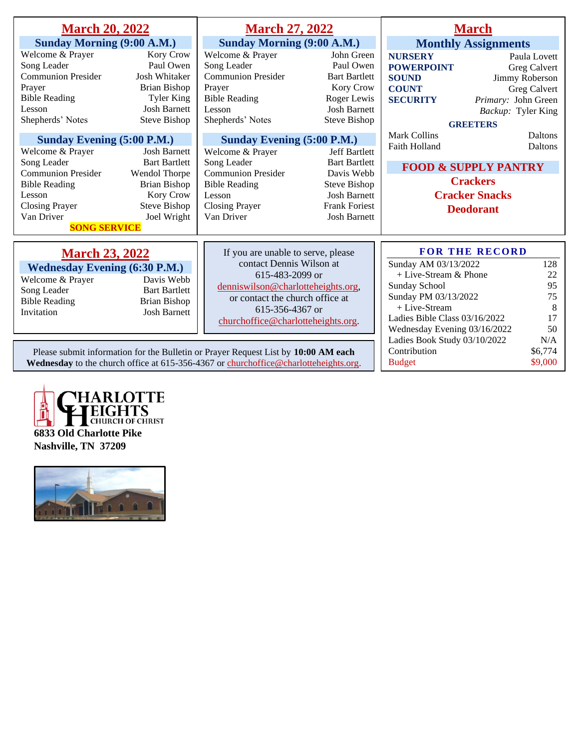## March 20, 2022

### Sunday Morning (9:00 A.M.)

| | |
|---|---|
| Welcome & Prayer | Kory Crow |
| Song Leader | Paul Owen |
| Communion Presider | Josh Whitaker |
| Prayer | Brian Bishop |
| Bible Reading | Tyler King |
| Lesson | Josh Barnett |
| Shepherds' Notes | Steve Bishop |

### Sunday Evening (5:00 P.M.)

| | |
|---|---|
| Welcome & Prayer | Josh Barnett |
| Song Leader | Bart Bartlett |
| Communion Presider | Wendol Thorpe |
| Bible Reading | Brian Bishop |
| Lesson | Kory Crow |
| Closing Prayer | Steve Bishop |
| Van Driver | Joel Wright |

**SONG SERVICE**

## March 27, 2022

### Sunday Morning (9:00 A.M.)

| | |
|---|---|
| Welcome & Prayer | John Green |
| Song Leader | Paul Owen |
| Communion Presider | Bart Bartlett |
| Prayer | Kory Crow |
| Bible Reading | Roger Lewis |
| Lesson | Josh Barnett |
| Shepherds' Notes | Steve Bishop |

### Sunday Evening (5:00 P.M.)

| | |
|---|---|
| Welcome & Prayer | Jeff Bartlett |
| Song Leader | Bart Bartlett |
| Communion Presider | Davis Webb |
| Bible Reading | Steve Bishop |
| Lesson | Josh Barnett |
| Closing Prayer | Frank Foriest |
| Van Driver | Josh Barnett |

## March

### Monthly Assignments

| | |
|---|---|
| **NURSERY** | Paula Lovett |
| **POWERPOINT** | Greg Calvert |
| **SOUND** | Jimmy Roberson |
| **COUNT** | Greg Calvert |
| **SECURITY** | *Primary:* John Green |
| | *Backup:* Tyler King |

**GREETERS**

| | |
|---|---|
| Mark Collins | Daltons |
| Faith Holland | Daltons |

### FOOD & SUPPLY PANTRY

**Crackers**
**Cracker Snacks**
**Deodorant**

## March 23, 2022

### Wednesday Evening (6:30 P.M.)

| | |
|---|---|
| Welcome & Prayer | Davis Webb |
| Song Leader | Bart Bartlett |
| Bible Reading | Brian Bishop |
| Invitation | Josh Barnett |

If you are unable to serve, please contact Dennis Wilson at 615-483-2099 or denniswilson@charlotteheights.org, or contact the church office at 615-356-4367 or churchoffice@charlotteheights.org.

Please submit information for the Bulletin or Prayer Request List by **10:00 AM each Wednesday** to the church office at 615-356-4367 or churchoffice@charlotteheights.org.

### FOR THE RECORD

| | |
|---|---|
| Sunday AM 03/13/2022 | 128 |
| + Live-Stream & Phone | 22 |
| Sunday School | 95 |
| Sunday PM 03/13/2022 | 75 |
| + Live-Stream | 8 |
| Ladies Bible Class 03/16/2022 | 17 |
| Wednesday Evening 03/16/2022 | 50 |
| Ladies Book Study 03/10/2022 | N/A |
| Contribution | $6,774 |
| Budget | $9,000 |

CHARLOTTE HEIGHTS CHURCH OF CHRIST

**6833 Old Charlotte Pike**
**Nashville, TN 37209**